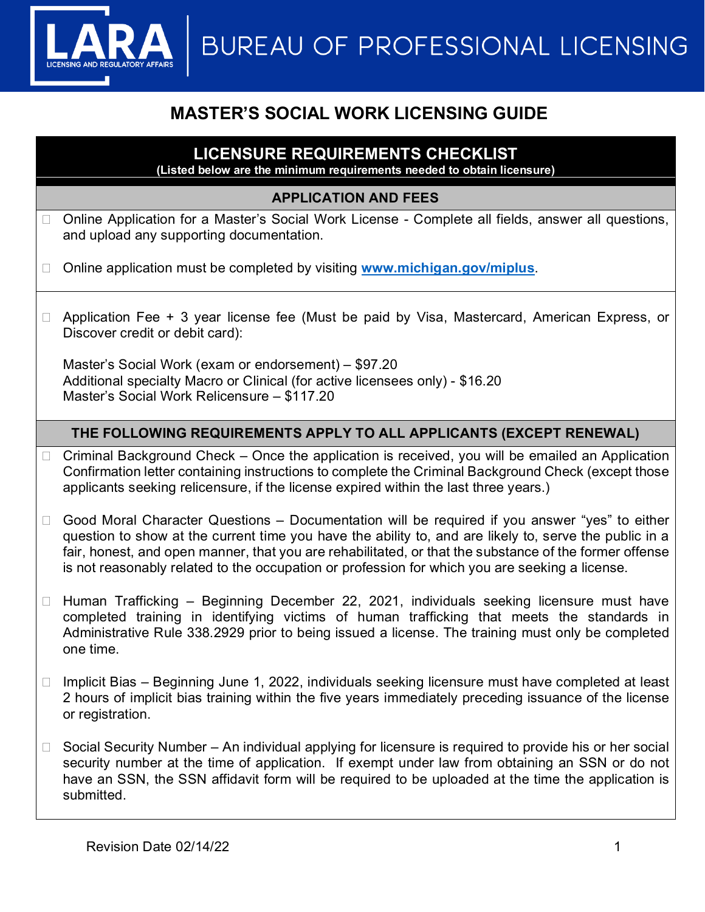BUREAU OF PROFESSIONAL LICENSING

# MASTER'S SOCIAL WORK LICENSING GUIDE

## LICENSURE REQUIREMENTS CHECKLIST

**(Listed below are the minimum requirements needed to obtain licensure)**

### APPLICATION AND FEES

- ☐ Online Application for a Master's Social Work License - Complete all fields, answer all questions, and upload any supporting documentation.

- ☐ Online application must be completed by visiting **www.michigan.gov/miplus**.

- ☐ Application Fee + 3 year license fee (Must be paid by Visa, Mastercard, American Express, or Discover credit or debit card):

  Master's Social Work (exam or endorsement) – $97.20
  Additional specialty Macro or Clinical (for active licensees only) - $16.20
  Master's Social Work Relicensure – $117.20

### THE FOLLOWING REQUIREMENTS APPLY TO ALL APPLICANTS (EXCEPT RENEWAL)

- ☐ Criminal Background Check – Once the application is received, you will be emailed an Application Confirmation letter containing instructions to complete the Criminal Background Check (except those applicants seeking relicensure, if the license expired within the last three years.)

- ☐ Good Moral Character Questions – Documentation will be required if you answer "yes" to either question to show at the current time you have the ability to, and are likely to, serve the public in a fair, honest, and open manner, that you are rehabilitated, or that the substance of the former offense is not reasonably related to the occupation or profession for which you are seeking a license.

- ☐ Human Trafficking – Beginning December 22, 2021, individuals seeking licensure must have completed training in identifying victims of human trafficking that meets the standards in Administrative Rule 338.2929 prior to being issued a license. The training must only be completed one time.

- ☐ Implicit Bias – Beginning June 1, 2022, individuals seeking licensure must have completed at least 2 hours of implicit bias training within the five years immediately preceding issuance of the license or registration.

- ☐ Social Security Number – An individual applying for licensure is required to provide his or her social security number at the time of application. If exempt under law from obtaining an SSN or do not have an SSN, the SSN affidavit form will be required to be uploaded at the time the application is submitted.

Revision Date 02/14/22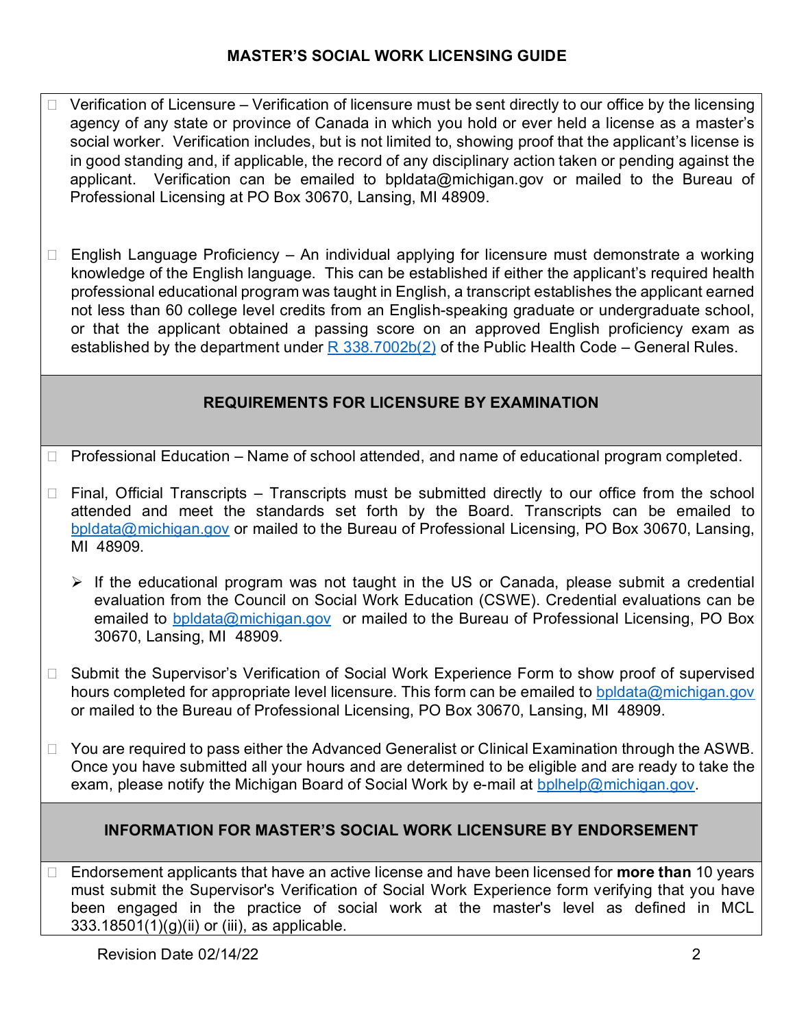## MASTER'S SOCIAL WORK LICENSING GUIDE

- ☐ Verification of Licensure – Verification of licensure must be sent directly to our office by the licensing agency of any state or province of Canada in which you hold or ever held a license as a master's social worker. Verification includes, but is not limited to, showing proof that the applicant's license is in good standing and, if applicable, the record of any disciplinary action taken or pending against the applicant. Verification can be emailed to bpldata@michigan.gov or mailed to the Bureau of Professional Licensing at PO Box 30670, Lansing, MI 48909.

- ☐ English Language Proficiency – An individual applying for licensure must demonstrate a working knowledge of the English language. This can be established if either the applicant's required health professional educational program was taught in English, a transcript establishes the applicant earned not less than 60 college level credits from an English-speaking graduate or undergraduate school, or that the applicant obtained a passing score on an approved English proficiency exam as established by the department under R 338.7002b(2) of the Public Health Code – General Rules.

### REQUIREMENTS FOR LICENSURE BY EXAMINATION

- ☐ Professional Education – Name of school attended, and name of educational program completed.

- ☐ Final, Official Transcripts – Transcripts must be submitted directly to our office from the school attended and meet the standards set forth by the Board. Transcripts can be emailed to bpldata@michigan.gov or mailed to the Bureau of Professional Licensing, PO Box 30670, Lansing, MI 48909.
  - If the educational program was not taught in the US or Canada, please submit a credential evaluation from the Council on Social Work Education (CSWE). Credential evaluations can be emailed to bpldata@michigan.gov or mailed to the Bureau of Professional Licensing, PO Box 30670, Lansing, MI 48909.

- ☐ Submit the Supervisor's Verification of Social Work Experience Form to show proof of supervised hours completed for appropriate level licensure. This form can be emailed to bpldata@michigan.gov or mailed to the Bureau of Professional Licensing, PO Box 30670, Lansing, MI 48909.

- ☐ You are required to pass either the Advanced Generalist or Clinical Examination through the ASWB. Once you have submitted all your hours and are determined to be eligible and are ready to take the exam, please notify the Michigan Board of Social Work by e-mail at bplhelp@michigan.gov.

### INFORMATION FOR MASTER'S SOCIAL WORK LICENSURE BY ENDORSEMENT

- ☐ Endorsement applicants that have an active license and have been licensed for **more than** 10 years must submit the Supervisor's Verification of Social Work Experience form verifying that you have been engaged in the practice of social work at the master's level as defined in MCL 333.18501(1)(g)(ii) or (iii), as applicable.

Revision Date 02/14/22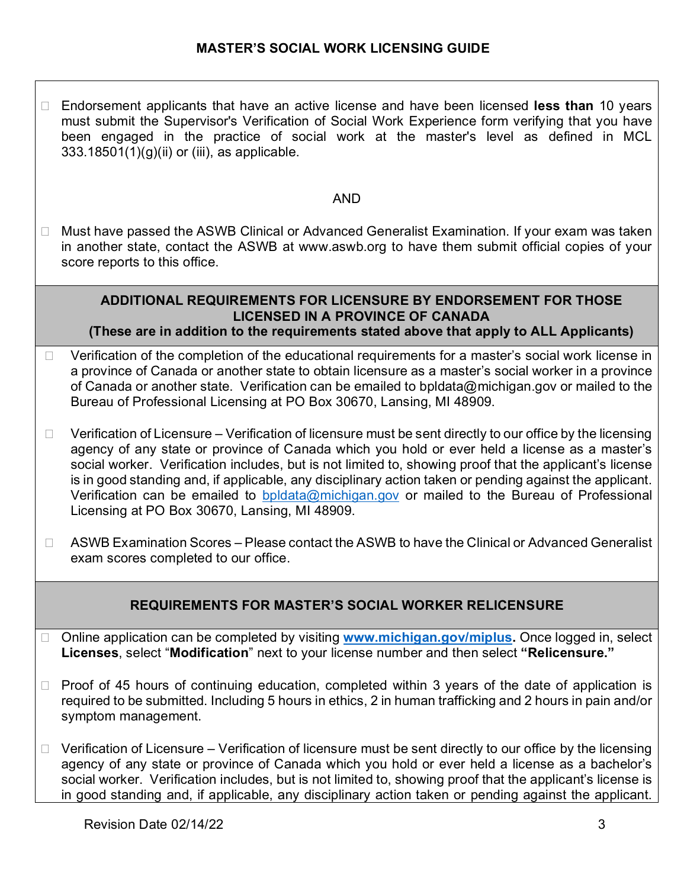- ☐ Endorsement applicants that have an active license and have been licensed **less than** 10 years must submit the Supervisor's Verification of Social Work Experience form verifying that you have been engaged in the practice of social work at the master's level as defined in MCL 333.18501(1)(g)(ii) or (iii), as applicable.

AND

- ☐ Must have passed the ASWB Clinical or Advanced Generalist Examination. If your exam was taken in another state, contact the ASWB at www.aswb.org to have them submit official copies of your score reports to this office.

## ADDITIONAL REQUIREMENTS FOR LICENSURE BY ENDORSEMENT FOR THOSE LICENSED IN A PROVINCE OF CANADA

**(These are in addition to the requirements stated above that apply to ALL Applicants)**

- ☐ Verification of the completion of the educational requirements for a master's social work license in a province of Canada or another state to obtain licensure as a master's social worker in a province of Canada or another state. Verification can be emailed to bpldata@michigan.gov or mailed to the Bureau of Professional Licensing at PO Box 30670, Lansing, MI 48909.

- ☐ Verification of Licensure – Verification of licensure must be sent directly to our office by the licensing agency of any state or province of Canada which you hold or ever held a license as a master's social worker. Verification includes, but is not limited to, showing proof that the applicant's license is in good standing and, if applicable, any disciplinary action taken or pending against the applicant. Verification can be emailed to bpldata@michigan.gov or mailed to the Bureau of Professional Licensing at PO Box 30670, Lansing, MI 48909.

- ☐ ASWB Examination Scores – Please contact the ASWB to have the Clinical or Advanced Generalist exam scores completed to our office.

## REQUIREMENTS FOR MASTER'S SOCIAL WORKER RELICENSURE

- ☐ Online application can be completed by visiting **www.michigan.gov/miplus.** Once logged in, select **Licenses**, select "**Modification**" next to your license number and then select **"Relicensure."**

- ☐ Proof of 45 hours of continuing education, completed within 3 years of the date of application is required to be submitted. Including 5 hours in ethics, 2 in human trafficking and 2 hours in pain and/or symptom management.

- ☐ Verification of Licensure – Verification of licensure must be sent directly to our office by the licensing agency of any state or province of Canada which you hold or ever held a license as a bachelor's social worker. Verification includes, but is not limited to, showing proof that the applicant's license is in good standing and, if applicable, any disciplinary action taken or pending against the applicant.

Revision Date 02/14/22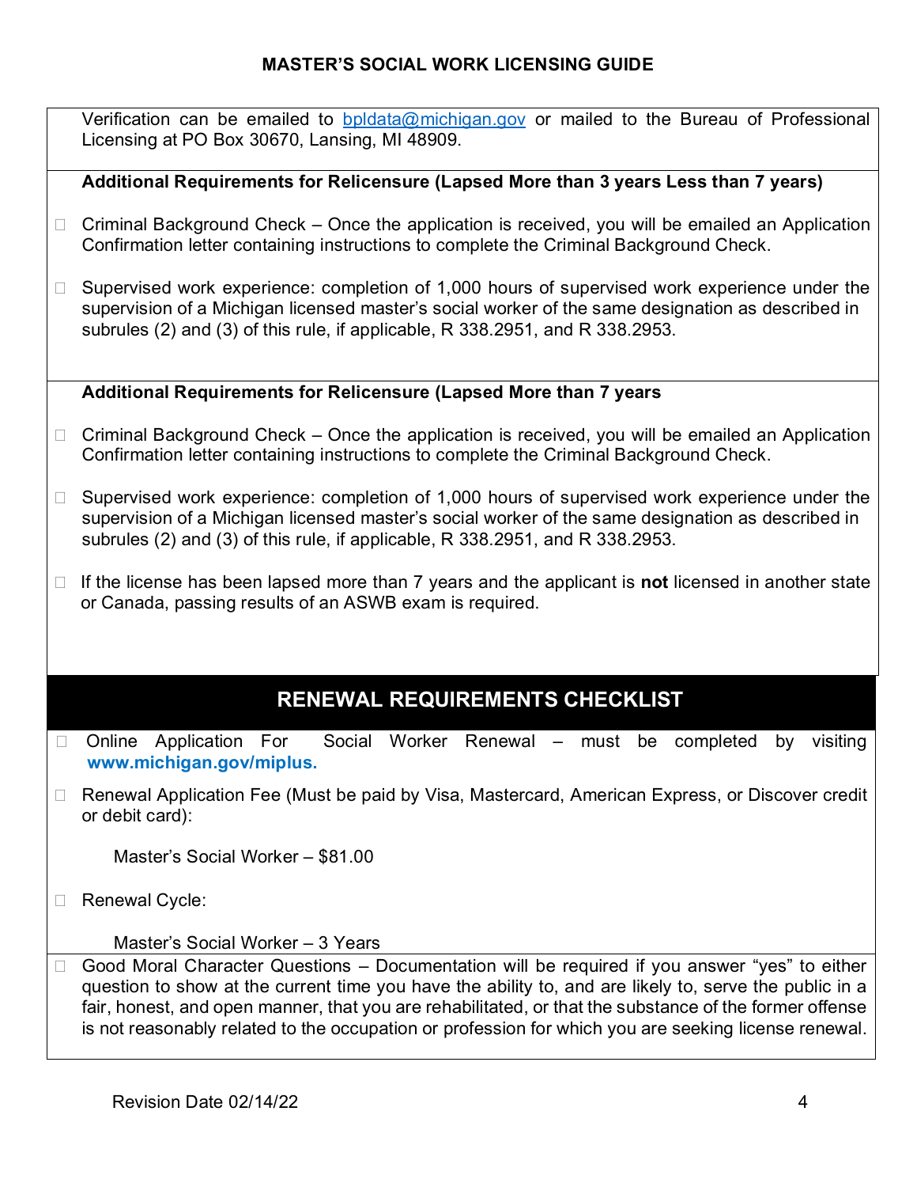Verification can be emailed to bpldata@michigan.gov or mailed to the Bureau of Professional Licensing at PO Box 30670, Lansing, MI 48909.

**Additional Requirements for Relicensure (Lapsed More than 3 years Less than 7 years)**

- ☐ Criminal Background Check – Once the application is received, you will be emailed an Application Confirmation letter containing instructions to complete the Criminal Background Check.
- ☐ Supervised work experience: completion of 1,000 hours of supervised work experience under the supervision of a Michigan licensed master's social worker of the same designation as described in subrules (2) and (3) of this rule, if applicable, R 338.2951, and R 338.2953.

**Additional Requirements for Relicensure (Lapsed More than 7 years**

- ☐ Criminal Background Check – Once the application is received, you will be emailed an Application Confirmation letter containing instructions to complete the Criminal Background Check.
- ☐ Supervised work experience: completion of 1,000 hours of supervised work experience under the supervision of a Michigan licensed master's social worker of the same designation as described in subrules (2) and (3) of this rule, if applicable, R 338.2951, and R 338.2953.
- ☐ If the license has been lapsed more than 7 years and the applicant is **not** licensed in another state or Canada, passing results of an ASWB exam is required.

## RENEWAL REQUIREMENTS CHECKLIST

- ☐ Online Application For Social Worker Renewal – must be completed by visiting **www.michigan.gov/miplus.**
- ☐ Renewal Application Fee (Must be paid by Visa, Mastercard, American Express, or Discover credit or debit card):

    Master's Social Worker – $81.00

- ☐ Renewal Cycle:

    Master's Social Worker – 3 Years

- ☐ Good Moral Character Questions – Documentation will be required if you answer "yes" to either question to show at the current time you have the ability to, and are likely to, serve the public in a fair, honest, and open manner, that you are rehabilitated, or that the substance of the former offense is not reasonably related to the occupation or profession for which you are seeking license renewal.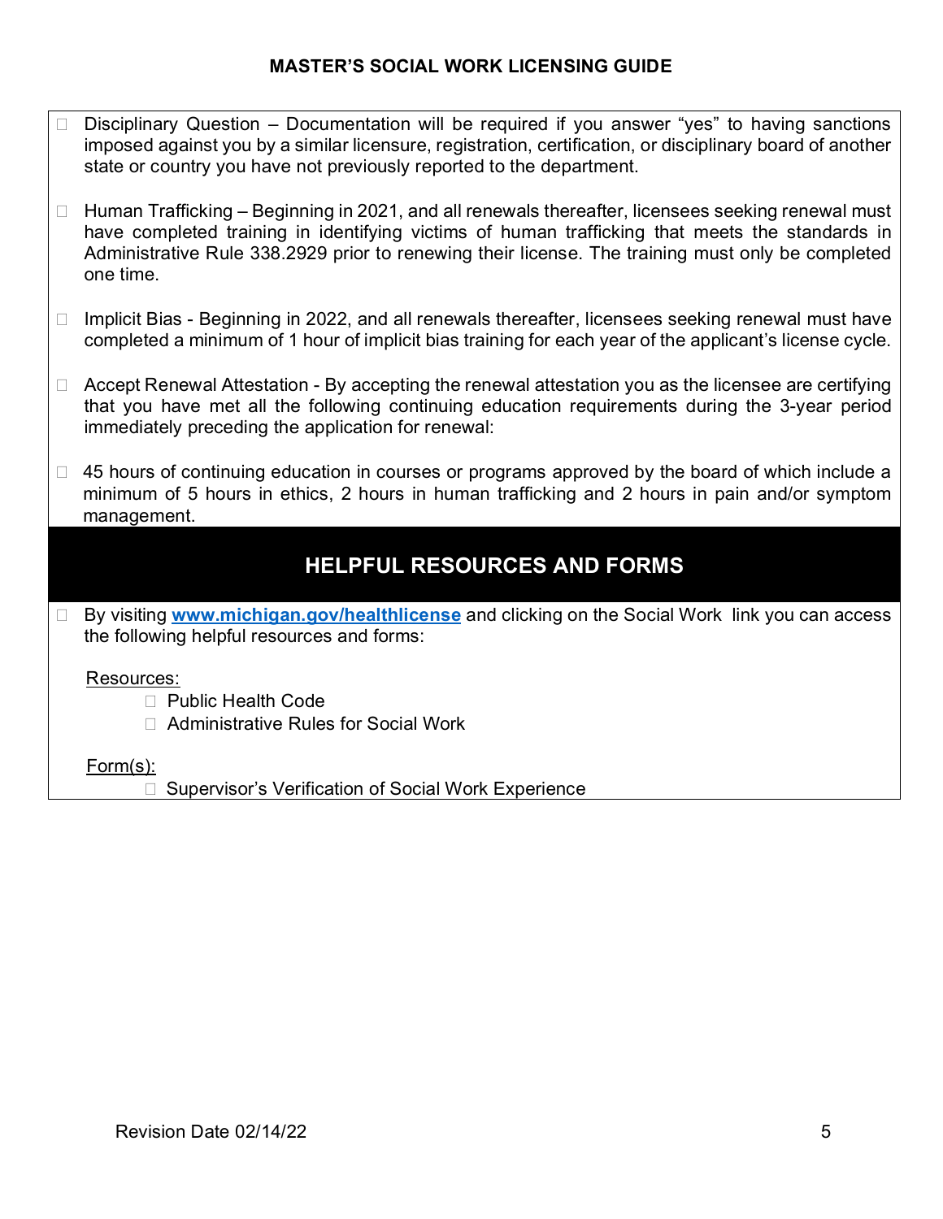- Disciplinary Question – Documentation will be required if you answer "yes" to having sanctions imposed against you by a similar licensure, registration, certification, or disciplinary board of another state or country you have not previously reported to the department.

- Human Trafficking – Beginning in 2021, and all renewals thereafter, licensees seeking renewal must have completed training in identifying victims of human trafficking that meets the standards in Administrative Rule 338.2929 prior to renewing their license. The training must only be completed one time.

- Implicit Bias - Beginning in 2022, and all renewals thereafter, licensees seeking renewal must have completed a minimum of 1 hour of implicit bias training for each year of the applicant's license cycle.

- Accept Renewal Attestation - By accepting the renewal attestation you as the licensee are certifying that you have met all the following continuing education requirements during the 3-year period immediately preceding the application for renewal:

- 45 hours of continuing education in courses or programs approved by the board of which include a minimum of 5 hours in ethics, 2 hours in human trafficking and 2 hours in pain and/or symptom management.

## HELPFUL RESOURCES AND FORMS

- By visiting **www.michigan.gov/healthlicense** and clicking on the Social Work link you can access the following helpful resources and forms:

  Resources:
  - Public Health Code
  - Administrative Rules for Social Work

  Form(s):
  - Supervisor's Verification of Social Work Experience

Revision Date 02/14/22